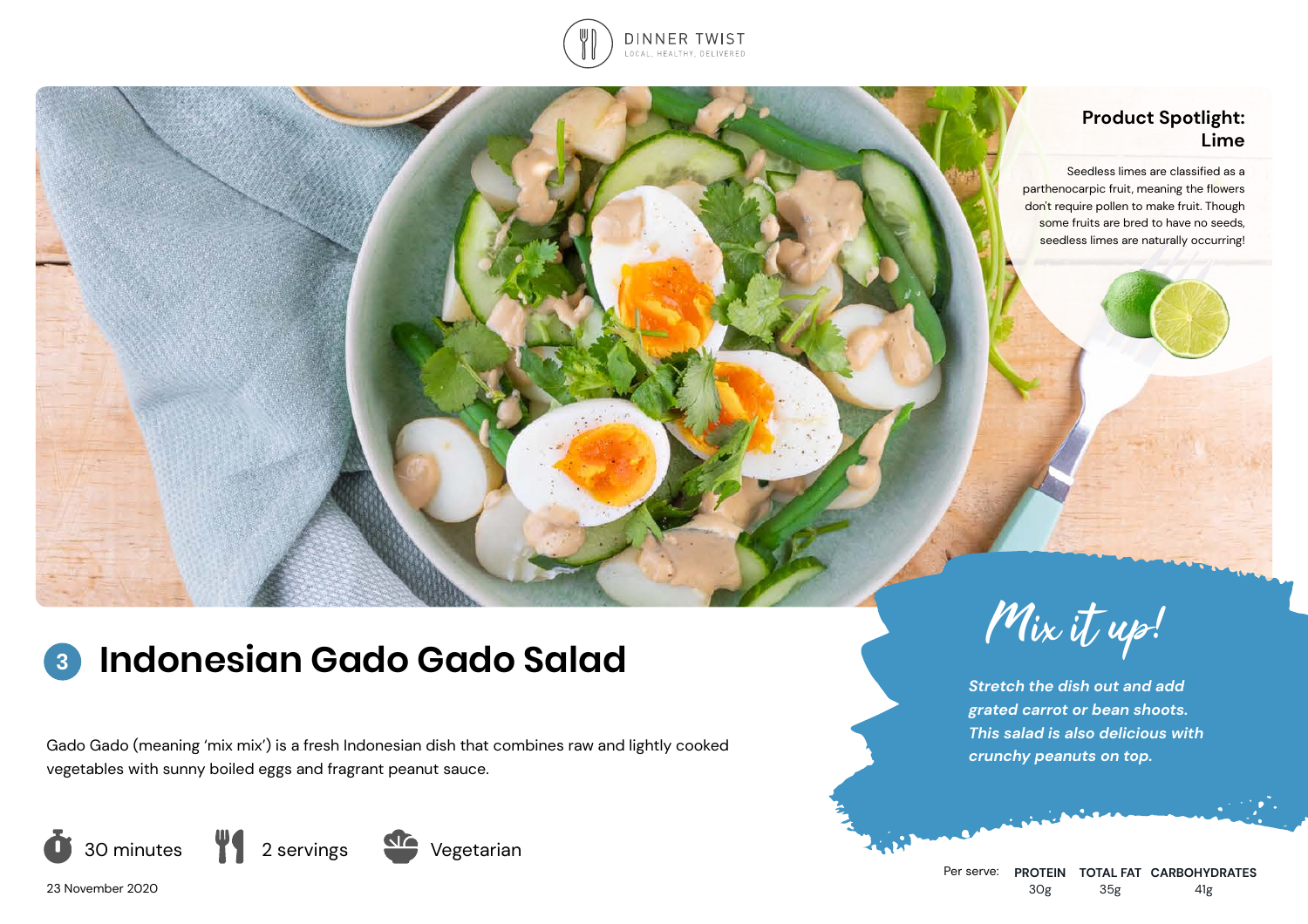DINNER TWIST
LOCAL, HEALTHY, DELIVERED

## Product Spotlight: Lime

Seedless limes are classified as a parthenocarpic fruit, meaning the flowers don't require pollen to make fruit. Though some fruits are bred to have no seeds, seedless limes are naturally occurring!

# 3 Indonesian Gado Gado Salad

Gado Gado (meaning 'mix mix') is a fresh Indonesian dish that combines raw and lightly cooked vegetables with sunny boiled eggs and fragrant peanut sauce.

30 minutes | 2 servings | Vegetarian

23 November 2020

## Mix it up!

*Stretch the dish out and add grated carrot or bean shoots. This salad is also delicious with crunchy peanuts on top.*

| Per serve: | PROTEIN | TOTAL FAT | CARBOHYDRATES |
|---|---|---|---|
| | 30g | 35g | 41g |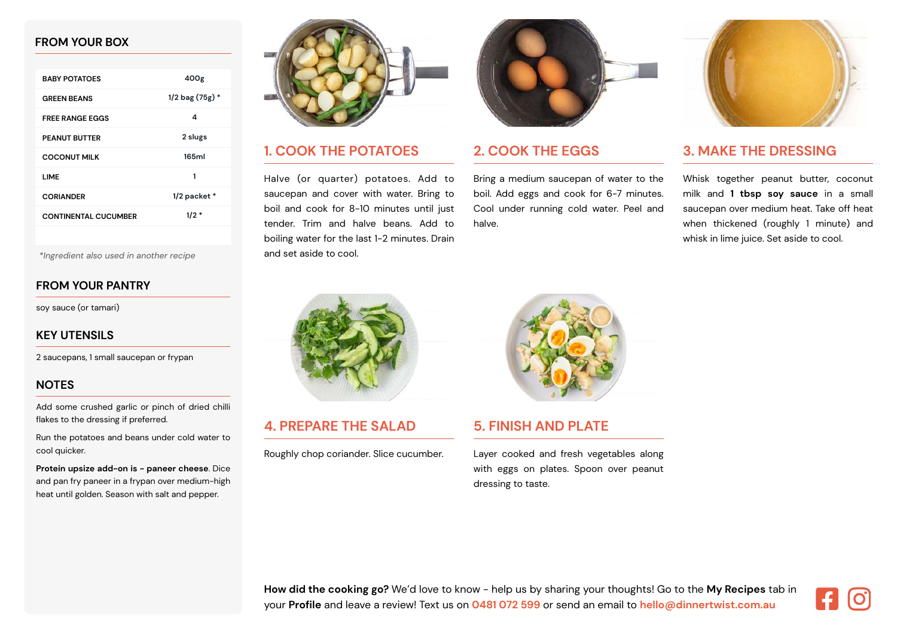## FROM YOUR BOX

| | |
|---|---|
| BABY POTATOES | 400g |
| GREEN BEANS | 1/2 bag (75g) * |
| FREE RANGE EGGS | 4 |
| PEANUT BUTTER | 2 slugs |
| COCONUT MILK | 165ml |
| LIME | 1 |
| CORIANDER | 1/2 packet * |
| CONTINENTAL CUCUMBER | 1/2 * |

*\*Ingredient also used in another recipe*

## FROM YOUR PANTRY

soy sauce (or tamari)

## KEY UTENSILS

2 saucepans, 1 small saucepan or frypan

## NOTES

Add some crushed garlic or pinch of dried chilli flakes to the dressing if preferred.

Run the potatoes and beans under cold water to cool quicker.

**Protein upsize add-on is - paneer cheese**. Dice and pan fry paneer in a frypan over medium-high heat until golden. Season with salt and pepper.

## 1. COOK THE POTATOES

Halve (or quarter) potatoes. Add to saucepan and cover with water. Bring to boil and cook for 8-10 minutes until just tender. Trim and halve beans. Add to boiling water for the last 1-2 minutes. Drain and set aside to cool.

## 2. COOK THE EGGS

Bring a medium saucepan of water to the boil. Add eggs and cook for 6-7 minutes. Cool under running cold water. Peel and halve.

## 3. MAKE THE DRESSING

Whisk together peanut butter, coconut milk and **1 tbsp soy sauce** in a small saucepan over medium heat. Take off heat when thickened (roughly 1 minute) and whisk in lime juice. Set aside to cool.

## 4. PREPARE THE SALAD

Roughly chop coriander. Slice cucumber.

## 5. FINISH AND PLATE

Layer cooked and fresh vegetables along with eggs on plates. Spoon over peanut dressing to taste.

**How did the cooking go?** We'd love to know - help us by sharing your thoughts! Go to the **My Recipes** tab in your **Profile** and leave a review! Text us on 0481 072 599 or send an email to hello@dinnertwist.com.au